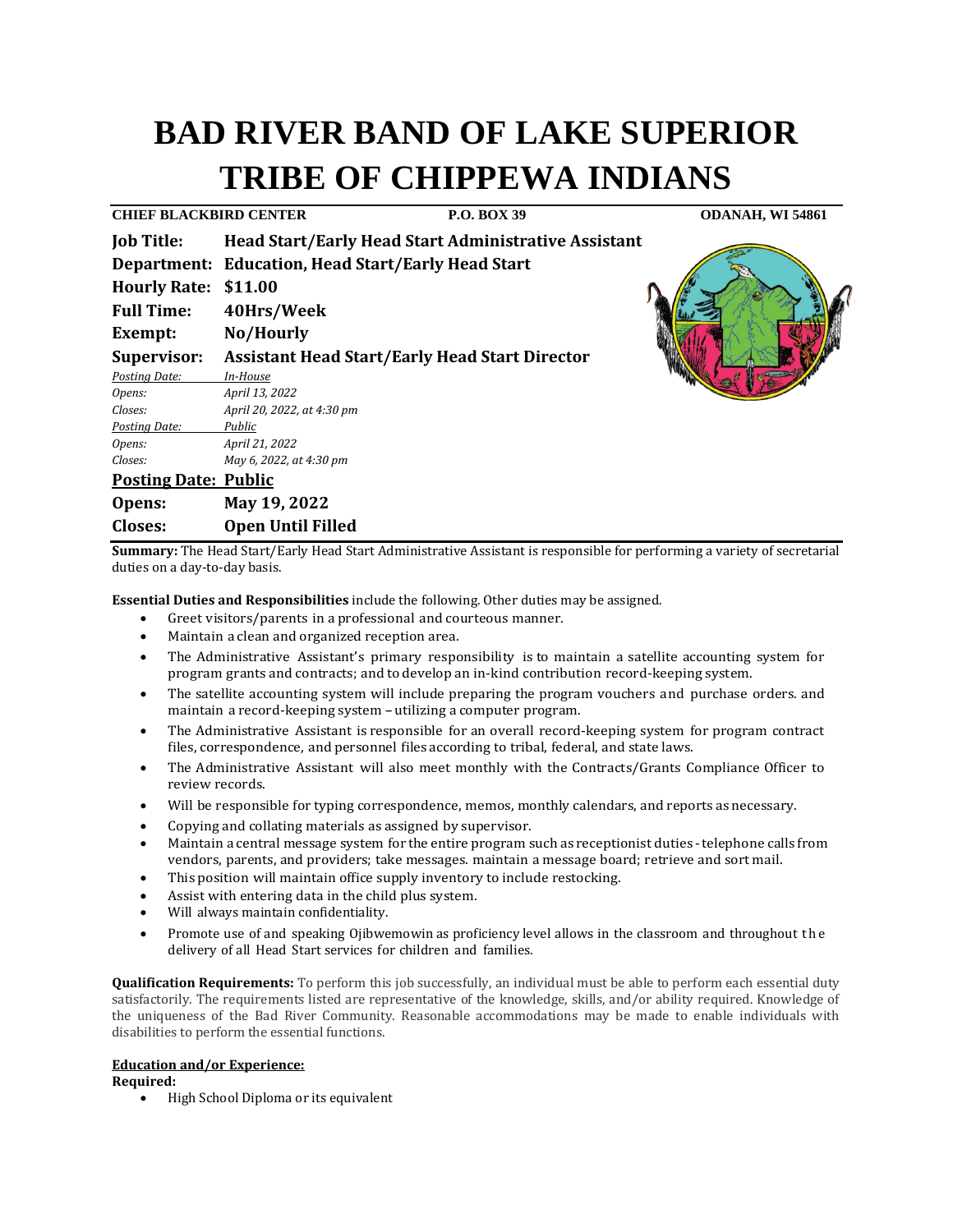# BAD RIVER BAND OF LAKE SUPERIOR TRIBE OF CHIPPEWA INDIANS

**CHIEF BLACKBIRD CENTER** **P.O. BOX 39** **ODANAH, WI 54861**

**Job Title:** **Head Start/Early Head Start Administrative Assistant**
**Department:** **Education, Head Start/Early Head Start**
**Hourly Rate:** **$11.00**
**Full Time:** **40Hrs/Week**
**Exempt:** **No/Hourly**
**Supervisor:** **Assistant Head Start/Early Head Start Director**

*Posting Date:* *In-House*
*Opens:* *April 13, 2022*
*Closes:* *April 20, 2022, at 4:30 pm*
*Posting Date:* *Public*
*Opens:* *April 21, 2022*
*Closes:* *May 6, 2022, at 4:30 pm*

**Posting Date: Public**
**Opens:** **May 19, 2022**
**Closes:** **Open Until Filled**

**Summary:** The Head Start/Early Head Start Administrative Assistant is responsible for performing a variety of secretarial duties on a day-to-day basis.

**Essential Duties and Responsibilities** include the following. Other duties may be assigned.

- Greet visitors/parents in a professional and courteous manner.
- Maintain a clean and organized reception area.
- The Administrative Assistant's primary responsibility is to maintain a satellite accounting system for program grants and contracts; and to develop an in-kind contribution record-keeping system.
- The satellite accounting system will include preparing the program vouchers and purchase orders. and maintain a record-keeping system – utilizing a computer program.
- The Administrative Assistant is responsible for an overall record-keeping system for program contract files, correspondence, and personnel files according to tribal, federal, and state laws.
- The Administrative Assistant will also meet monthly with the Contracts/Grants Compliance Officer to review records.
- Will be responsible for typing correspondence, memos, monthly calendars, and reports as necessary.
- Copying and collating materials as assigned by supervisor.
- Maintain a central message system for the entire program such as receptionist duties - telephone calls from vendors, parents, and providers; take messages. maintain a message board; retrieve and sort mail.
- This position will maintain office supply inventory to include restocking.
- Assist with entering data in the child plus system.
- Will always maintain confidentiality.
- Promote use of and speaking Ojibwemowin as proficiency level allows in the classroom and throughout the delivery of all Head Start services for children and families.

**Qualification Requirements:** To perform this job successfully, an individual must be able to perform each essential duty satisfactorily. The requirements listed are representative of the knowledge, skills, and/or ability required. Knowledge of the uniqueness of the Bad River Community. Reasonable accommodations may be made to enable individuals with disabilities to perform the essential functions.

**Education and/or Experience:**

**Required:**

- High School Diploma or its equivalent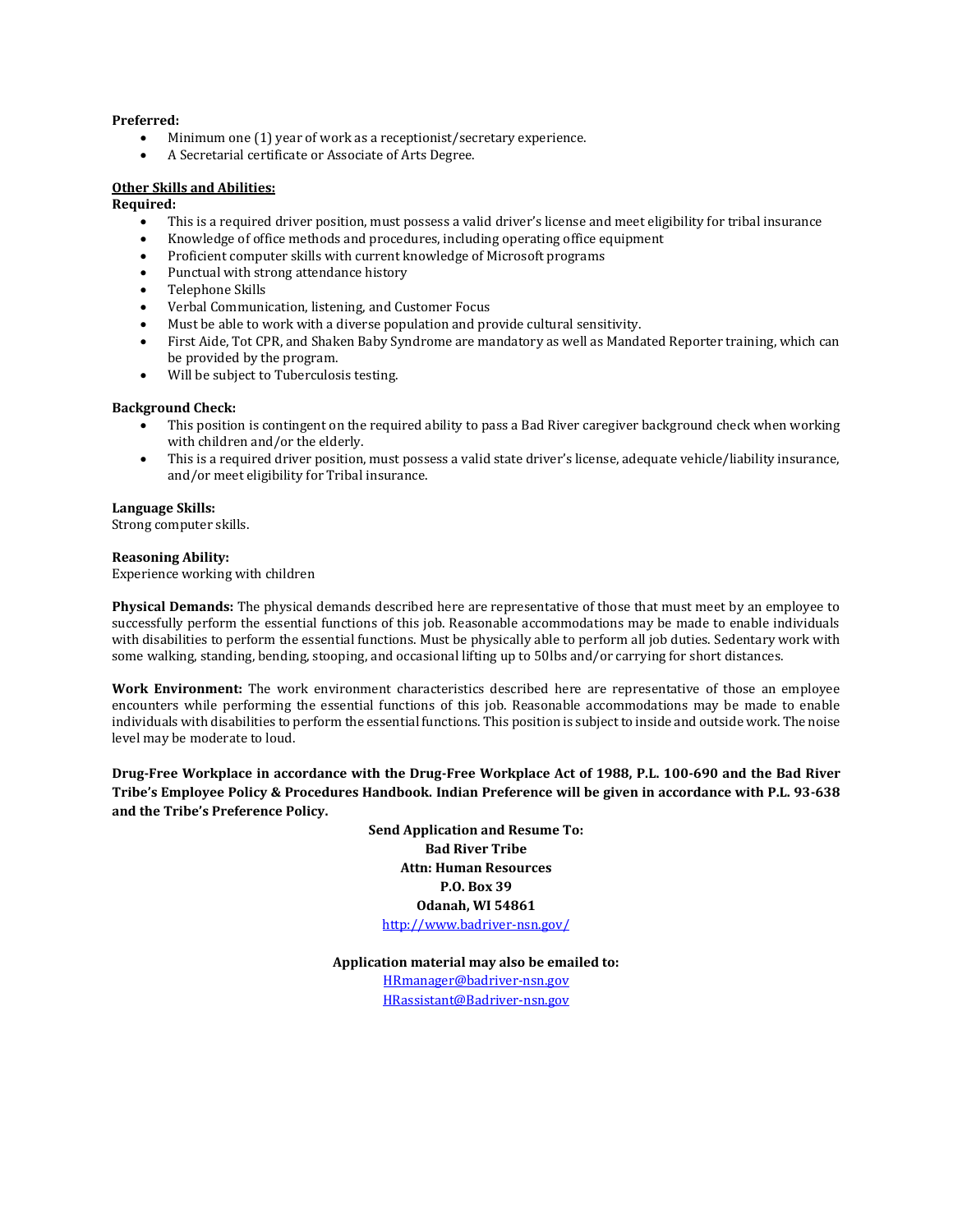**Preferred:**

- Minimum one (1) year of work as a receptionist/secretary experience.
- A Secretarial certificate or Associate of Arts Degree.

**Other Skills and Abilities:**

**Required:**

- This is a required driver position, must possess a valid driver's license and meet eligibility for tribal insurance
- Knowledge of office methods and procedures, including operating office equipment
- Proficient computer skills with current knowledge of Microsoft programs
- Punctual with strong attendance history
- Telephone Skills
- Verbal Communication, listening, and Customer Focus
- Must be able to work with a diverse population and provide cultural sensitivity.
- First Aide, Tot CPR, and Shaken Baby Syndrome are mandatory as well as Mandated Reporter training, which can be provided by the program.
- Will be subject to Tuberculosis testing.

**Background Check:**

- This position is contingent on the required ability to pass a Bad River caregiver background check when working with children and/or the elderly.
- This is a required driver position, must possess a valid state driver's license, adequate vehicle/liability insurance, and/or meet eligibility for Tribal insurance.

**Language Skills:**
Strong computer skills.

**Reasoning Ability:**
Experience working with children

**Physical Demands:** The physical demands described here are representative of those that must meet by an employee to successfully perform the essential functions of this job. Reasonable accommodations may be made to enable individuals with disabilities to perform the essential functions. Must be physically able to perform all job duties. Sedentary work with some walking, standing, bending, stooping, and occasional lifting up to 50lbs and/or carrying for short distances.

**Work Environment:** The work environment characteristics described here are representative of those an employee encounters while performing the essential functions of this job. Reasonable accommodations may be made to enable individuals with disabilities to perform the essential functions. This position is subject to inside and outside work. The noise level may be moderate to loud.

**Drug-Free Workplace in accordance with the Drug-Free Workplace Act of 1988, P.L. 100-690 and the Bad River Tribe's Employee Policy & Procedures Handbook. Indian Preference will be given in accordance with P.L. 93-638 and the Tribe's Preference Policy.**

**Send Application and Resume To:**
**Bad River Tribe**
**Attn: Human Resources**
**P.O. Box 39**
**Odanah, WI 54861**
http://www.badriver-nsn.gov/

**Application material may also be emailed to:**
HRmanager@badriver-nsn.gov
HRassistant@Badriver-nsn.gov